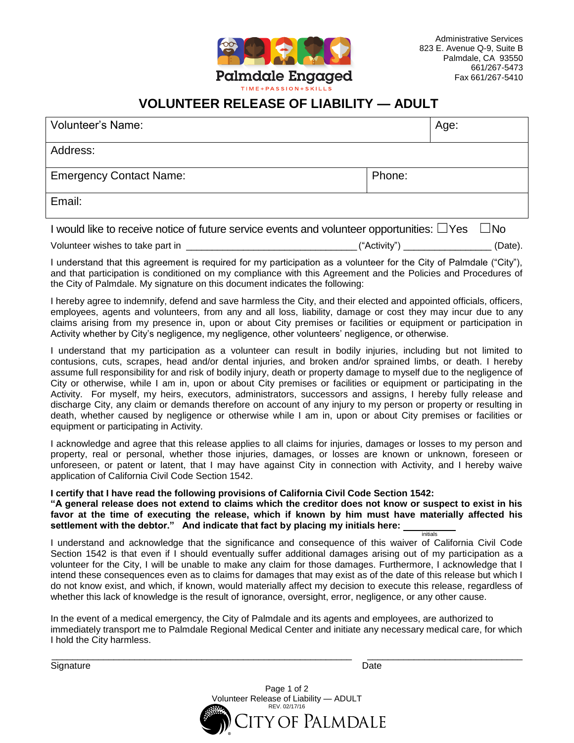Palmdale Engaged

TIME+PASSION+SKILLS

Administrative Services
823 E. Avenue Q-9, Suite B
Palmdale, CA 93550
661/267-5473
Fax 661/267-5410

# VOLUNTEER RELEASE OF LIABILITY — ADULT

| Volunteer's Name: | Age: |
|---|---|
| Address: | |
| Emergency Contact Name: | Phone: |
| Email: | |

I would like to receive notice of future service events and volunteer opportunities: ☐Yes ☐No

Volunteer wishes to take part in ________________________________ ("Activity") ________________ (Date).

I understand that this agreement is required for my participation as a volunteer for the City of Palmdale ("City"), and that participation is conditioned on my compliance with this Agreement and the Policies and Procedures of the City of Palmdale. My signature on this document indicates the following:

I hereby agree to indemnify, defend and save harmless the City, and their elected and appointed officials, officers, employees, agents and volunteers, from any and all loss, liability, damage or cost they may incur due to any claims arising from my presence in, upon or about City premises or facilities or equipment or participation in Activity whether by City's negligence, my negligence, other volunteers' negligence, or otherwise.

I understand that my participation as a volunteer can result in bodily injuries, including but not limited to contusions, cuts, scrapes, head and/or dental injuries, and broken and/or sprained limbs, or death. I hereby assume full responsibility for and risk of bodily injury, death or property damage to myself due to the negligence of City or otherwise, while I am in, upon or about City premises or facilities or equipment or participating in the Activity. For myself, my heirs, executors, administrators, successors and assigns, I hereby fully release and discharge City, any claim or demands therefore on account of any injury to my person or property or resulting in death, whether caused by negligence or otherwise while I am in, upon or about City premises or facilities or equipment or participating in Activity.

I acknowledge and agree that this release applies to all claims for injuries, damages or losses to my person and property, real or personal, whether those injuries, damages, or losses are known or unknown, foreseen or unforeseen, or patent or latent, that I may have against City in connection with Activity, and I hereby waive application of California Civil Code Section 1542.

**I certify that I have read the following provisions of California Civil Code Section 1542:**
**"A general release does not extend to claims which the creditor does not know or suspect to exist in his favor at the time of executing the release, which if known by him must have materially affected his settlement with the debtor." And indicate that fact by placing my initials here: __________**
initials

I understand and acknowledge that the significance and consequence of this waiver of California Civil Code Section 1542 is that even if I should eventually suffer additional damages arising out of my participation as a volunteer for the City, I will be unable to make any claim for those damages. Furthermore, I acknowledge that I intend these consequences even as to claims for damages that may exist as of the date of this release but which I do not know exist, and which, if known, would materially affect my decision to execute this release, regardless of whether this lack of knowledge is the result of ignorance, oversight, error, negligence, or any other cause.

In the event of a medical emergency, the City of Palmdale and its agents and employees, are authorized to immediately transport me to Palmdale Regional Medical Center and initiate any necessary medical care, for which I hold the City harmless.

_______________________________________________ ______________________________

Signature Date

Volunteer Release of Liability — ADULT
REV. 02/17/16
CITY OF PALMDALE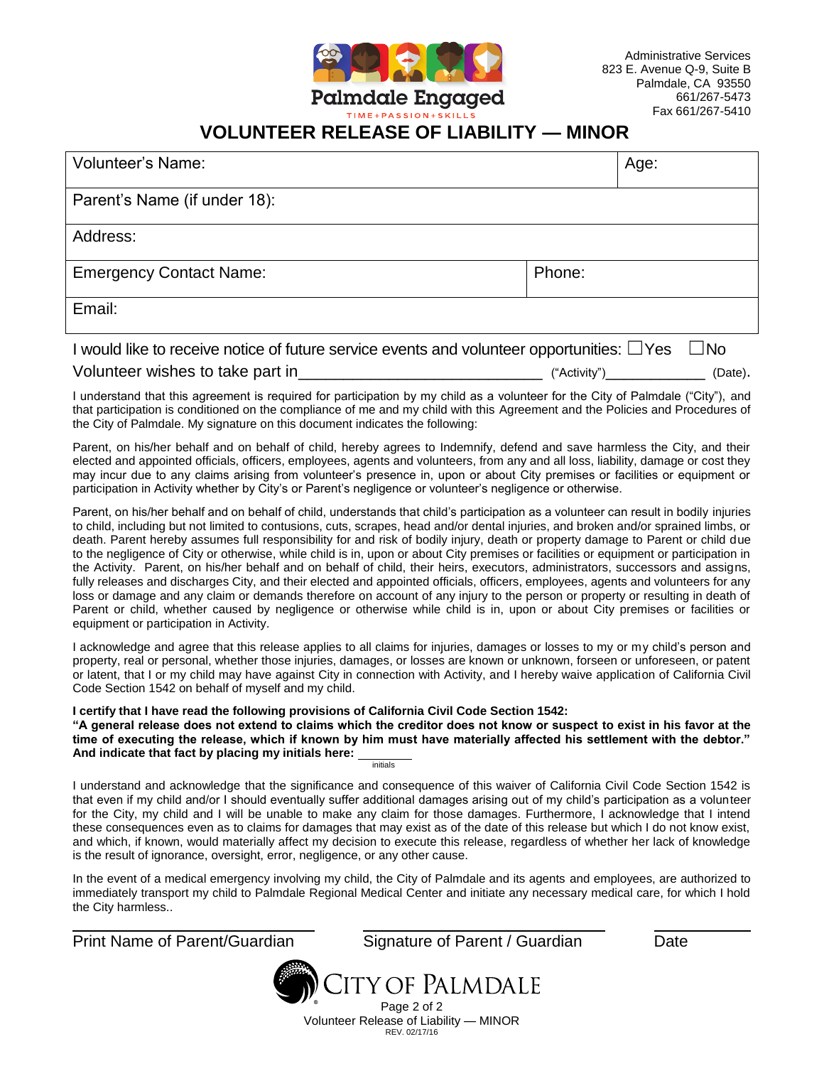Palmdale Engaged
TIME+PASSION+SKILLS

Administrative Services
823 E. Avenue Q-9, Suite B
Palmdale, CA 93550
661/267-5473
Fax 661/267-5410

# VOLUNTEER RELEASE OF LIABILITY — MINOR

| | |
|---|---|
| Volunteer's Name: | Age: |
| Parent's Name (if under 18): | |
| Address: | |
| Emergency Contact Name: | Phone: |
| Email: | |

I would like to receive notice of future service events and volunteer opportunities: ☐Yes ☐No

Volunteer wishes to take part in____________________________ ("Activity")_____________ (Date).

I understand that this agreement is required for participation by my child as a volunteer for the City of Palmdale ("City"), and that participation is conditioned on the compliance of me and my child with this Agreement and the Policies and Procedures of the City of Palmdale. My signature on this document indicates the following:

Parent, on his/her behalf and on behalf of child, hereby agrees to Indemnify, defend and save harmless the City, and their elected and appointed officials, officers, employees, agents and volunteers, from any and all loss, liability, damage or cost they may incur due to any claims arising from volunteer's presence in, upon or about City premises or facilities or equipment or participation in Activity whether by City's or Parent's negligence or volunteer's negligence or otherwise.

Parent, on his/her behalf and on behalf of child, understands that child's participation as a volunteer can result in bodily injuries to child, including but not limited to contusions, cuts, scrapes, head and/or dental injuries, and broken and/or sprained limbs, or death. Parent hereby assumes full responsibility for and risk of bodily injury, death or property damage to Parent or child due to the negligence of City or otherwise, while child is in, upon or about City premises or facilities or equipment or participation in the Activity. Parent, on his/her behalf and on behalf of child, their heirs, executors, administrators, successors and assigns, fully releases and discharges City, and their elected and appointed officials, officers, employees, agents and volunteers for any loss or damage and any claim or demands therefore on account of any injury to the person or property or resulting in death of Parent or child, whether caused by negligence or otherwise while child is in, upon or about City premises or facilities or equipment or participation in Activity.

I acknowledge and agree that this release applies to all claims for injuries, damages or losses to my or my child's person and property, real or personal, whether those injuries, damages, or losses are known or unknown, forseen or unforeseen, or patent or latent, that I or my child may have against City in connection with Activity, and I hereby waive application of California Civil Code Section 1542 on behalf of myself and my child.

**I certify that I have read the following provisions of California Civil Code Section 1542:**
**"A general release does not extend to claims which the creditor does not know or suspect to exist in his favor at the time of executing the release, which if known by him must have materially affected his settlement with the debtor." And indicate that fact by placing my initials here:** ________
initials

I understand and acknowledge that the significance and consequence of this waiver of California Civil Code Section 1542 is that even if my child and/or I should eventually suffer additional damages arising out of my child's participation as a volunteer for the City, my child and I will be unable to make any claim for those damages. Furthermore, I acknowledge that I intend these consequences even as to claims for damages that may exist as of the date of this release but which I do not know exist, and which, if known, would materially affect my decision to execute this release, regardless of whether her lack of knowledge is the result of ignorance, oversight, error, negligence, or any other cause.

In the event of a medical emergency involving my child, the City of Palmdale and its agents and employees, are authorized to immediately transport my child to Palmdale Regional Medical Center and initiate any necessary medical care, for which I hold the City harmless..

| | | |
|---|---|---|
| Print Name of Parent/Guardian | Signature of Parent / Guardian | Date |

CITY OF PALMDALE

Volunteer Release of Liability — MINOR
REV. 02/17/16